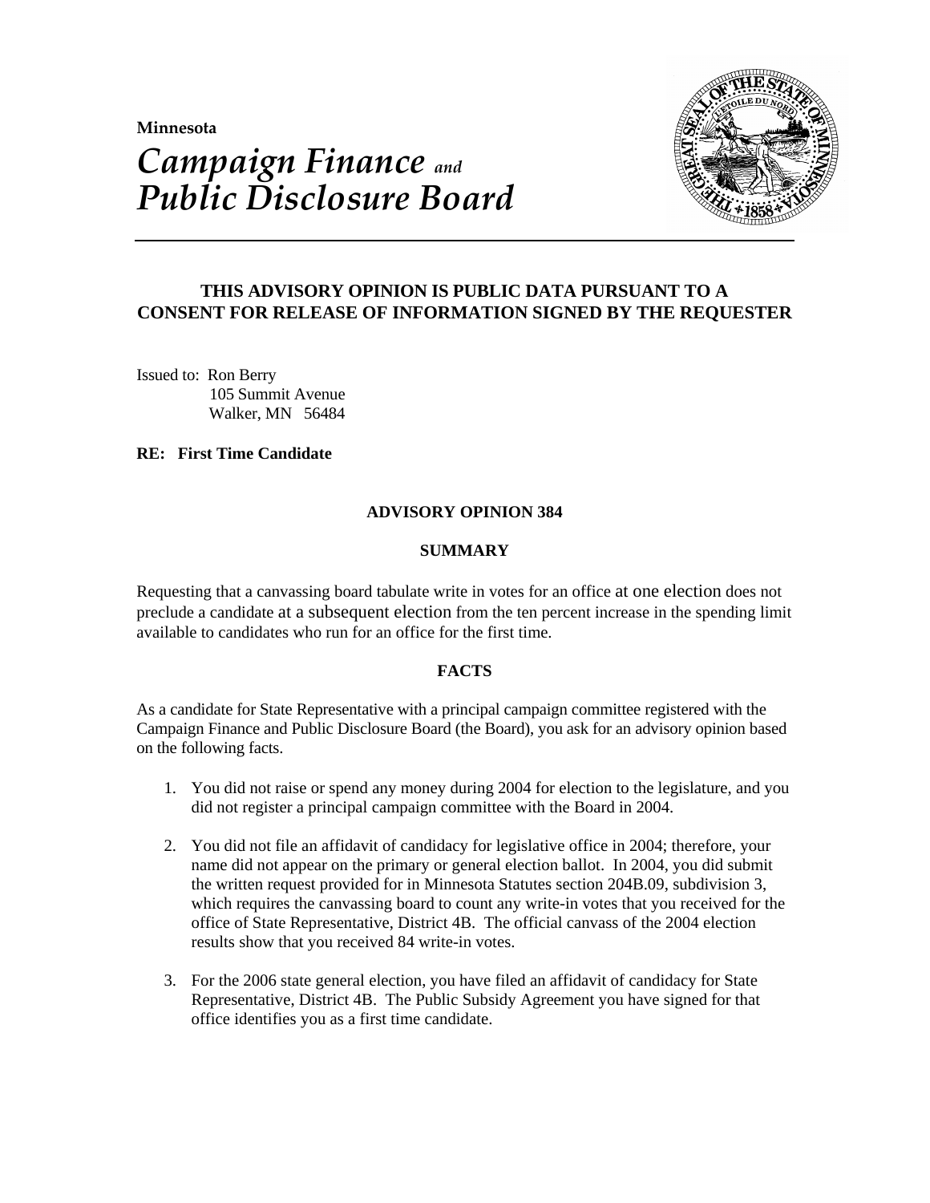**Minnesota**

# *Campaign Finance and Public Disclosure Board*

---

**THIS ADVISORY OPINION IS PUBLIC DATA PURSUANT TO A CONSENT FOR RELEASE OF INFORMATION SIGNED BY THE REQUESTER**

Issued to: Ron Berry
105 Summit Avenue
Walker, MN 56484

**RE: First Time Candidate**

## ADVISORY OPINION 384

### SUMMARY

Requesting that a canvassing board tabulate write in votes for an office at one election does not preclude a candidate at a subsequent election from the ten percent increase in the spending limit available to candidates who run for an office for the first time.

### FACTS

As a candidate for State Representative with a principal campaign committee registered with the Campaign Finance and Public Disclosure Board (the Board), you ask for an advisory opinion based on the following facts.

1. You did not raise or spend any money during 2004 for election to the legislature, and you did not register a principal campaign committee with the Board in 2004.

2. You did not file an affidavit of candidacy for legislative office in 2004; therefore, your name did not appear on the primary or general election ballot. In 2004, you did submit the written request provided for in Minnesota Statutes section 204B.09, subdivision 3, which requires the canvassing board to count any write-in votes that you received for the office of State Representative, District 4B. The official canvass of the 2004 election results show that you received 84 write-in votes.

3. For the 2006 state general election, you have filed an affidavit of candidacy for State Representative, District 4B. The Public Subsidy Agreement you have signed for that office identifies you as a first time candidate.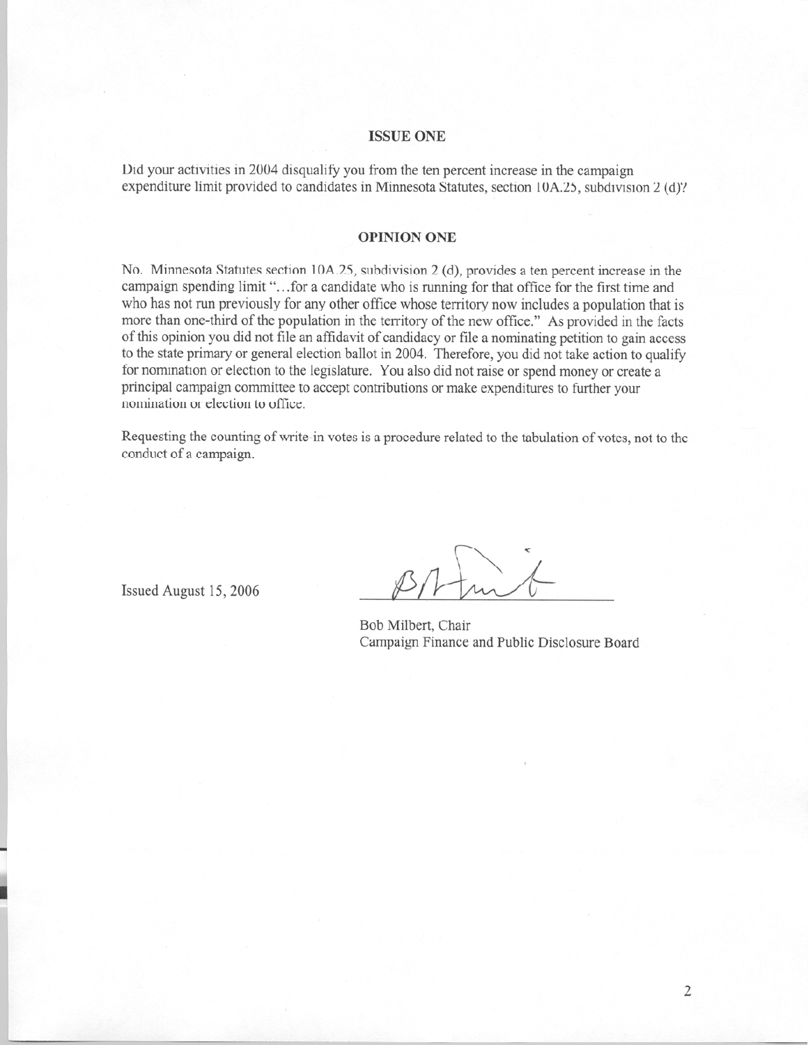## ISSUE ONE

Did your activities in 2004 disqualify you from the ten percent increase in the campaign expenditure limit provided to candidates in Minnesota Statutes, section 10A.25, subdivision 2 (d)?

## OPINION ONE

No. Minnesota Statutes section 10A.25, subdivision 2 (d), provides a ten percent increase in the campaign spending limit "…for a candidate who is running for that office for the first time and who has not run previously for any other office whose territory now includes a population that is more than one-third of the population in the territory of the new office." As provided in the facts of this opinion you did not file an affidavit of candidacy or file a nominating petition to gain access to the state primary or general election ballot in 2004. Therefore, you did not take action to qualify for nomination or election to the legislature. You also did not raise or spend money or create a principal campaign committee to accept contributions or make expenditures to further your nomination or election to office.

Requesting the counting of write-in votes is a procedure related to the tabulation of votes, not to the conduct of a campaign.

Issued August 15, 2006

Bob Milbert, Chair
Campaign Finance and Public Disclosure Board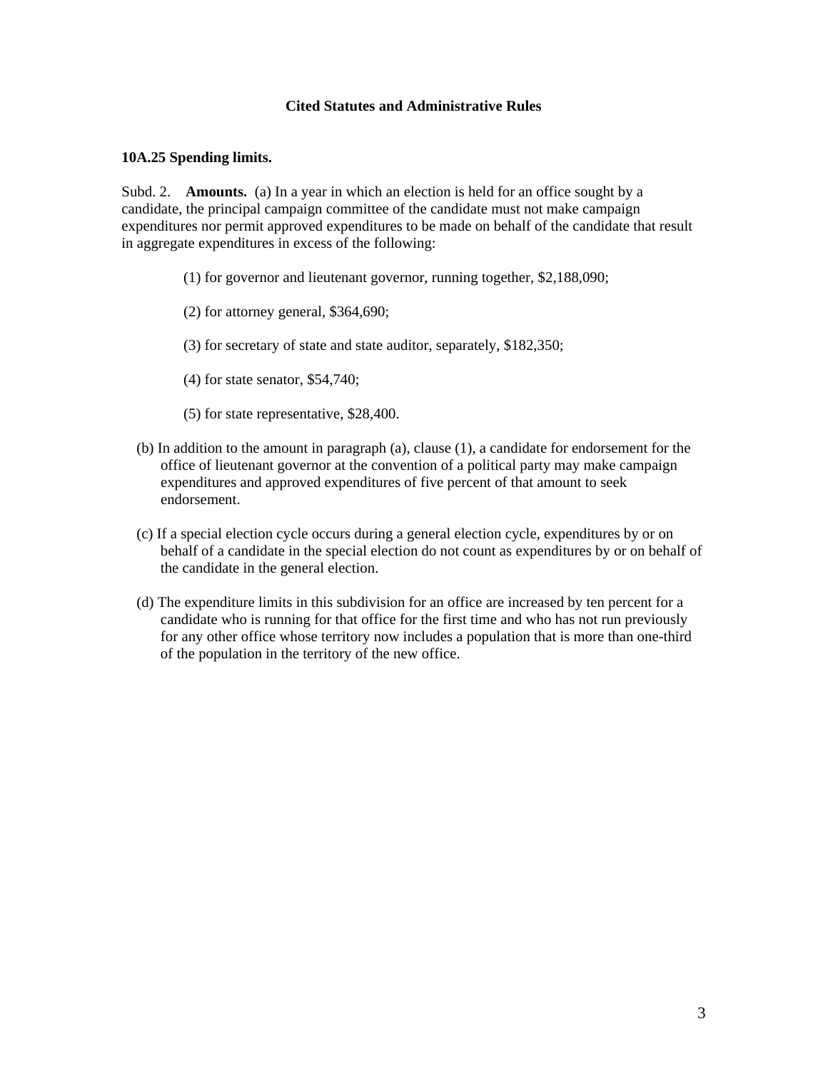**Cited Statutes and Administrative Rules**

**10A.25 Spending limits.**

Subd. 2. **Amounts.** (a) In a year in which an election is held for an office sought by a candidate, the principal campaign committee of the candidate must not make campaign expenditures nor permit approved expenditures to be made on behalf of the candidate that result in aggregate expenditures in excess of the following:

(1) for governor and lieutenant governor, running together, $2,188,090;

(2) for attorney general, $364,690;

(3) for secretary of state and state auditor, separately, $182,350;

(4) for state senator, $54,740;

(5) for state representative, $28,400.

(b) In addition to the amount in paragraph (a), clause (1), a candidate for endorsement for the office of lieutenant governor at the convention of a political party may make campaign expenditures and approved expenditures of five percent of that amount to seek endorsement.

(c) If a special election cycle occurs during a general election cycle, expenditures by or on behalf of a candidate in the special election do not count as expenditures by or on behalf of the candidate in the general election.

(d) The expenditure limits in this subdivision for an office are increased by ten percent for a candidate who is running for that office for the first time and who has not run previously for any other office whose territory now includes a population that is more than one-third of the population in the territory of the new office.